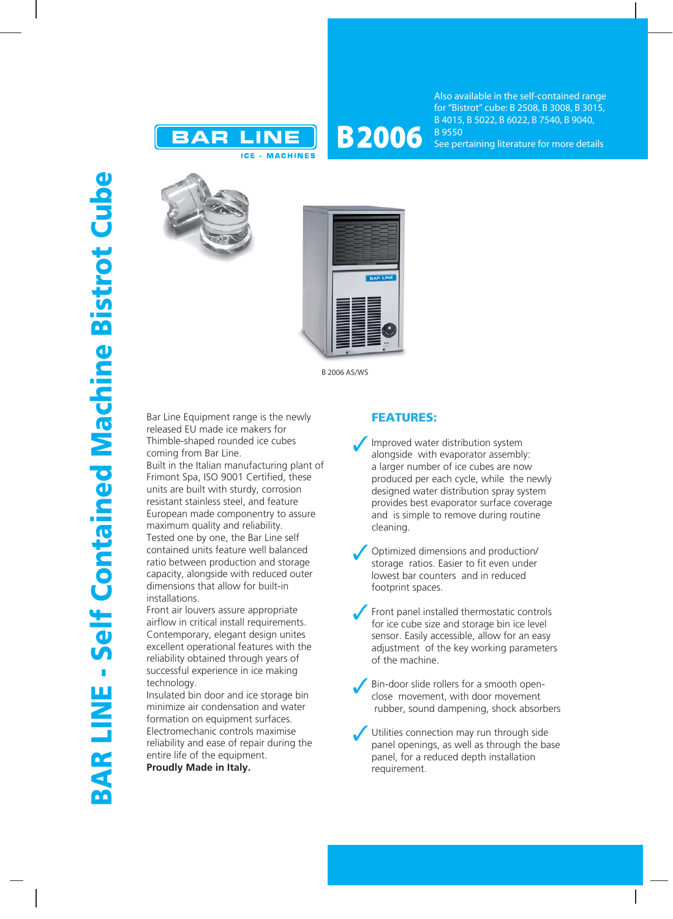# BAR LINE - Self Contained Machine Bistrot Cube

BAR LINE
ICE - MACHINES

# B2006

Also available in the self-contained range for "Bistrot" cube: B 2508, B 3008, B 3015, B 4015, B 5022, B 6022, B 7540, B 9040, B 9550
See pertaining literature for more details

B 2006 AS/WS

Bar Line Equipment range is the newly released EU made ice makers for Thimble-shaped rounded ice cubes coming from Bar Line.
Built in the Italian manufacturing plant of Frimont Spa, ISO 9001 Certified, these units are built with sturdy, corrosion resistant stainless steel, and feature European made componentry to assure maximum quality and reliability.
Tested one by one, the Bar Line self contained units feature well balanced ratio between production and storage capacity, alongside with reduced outer dimensions that allow for built-in installations.
Front air louvers assure appropriate airflow in critical install requirements.
Contemporary, elegant design unites excellent operational features with the reliability obtained through years of successful experience in ice making technology.
Insulated bin door and ice storage bin minimize air condensation and water formation on equipment surfaces.
Electromechanic controls maximise reliability and ease of repair during the entire life of the equipment.
**Proudly Made in Italy.**

## FEATURES:

- ✓ Improved water distribution system alongside with evaporator assembly: a larger number of ice cubes are now produced per each cycle, while the newly designed water distribution spray system provides best evaporator surface coverage and is simple to remove during routine cleaning.
- ✓ Optimized dimensions and production/storage ratios. Easier to fit even under lowest bar counters and in reduced footprint spaces.
- ✓ Front panel installed thermostatic controls for ice cube size and storage bin ice level sensor. Easily accessible, allow for an easy adjustment of the key working parameters of the machine.
- ✓ Bin-door slide rollers for a smooth open-close movement, with door movement rubber, sound dampening, shock absorbers
- ✓ Utilities connection may run through side panel openings, as well as through the base panel, for a reduced depth installation requirement.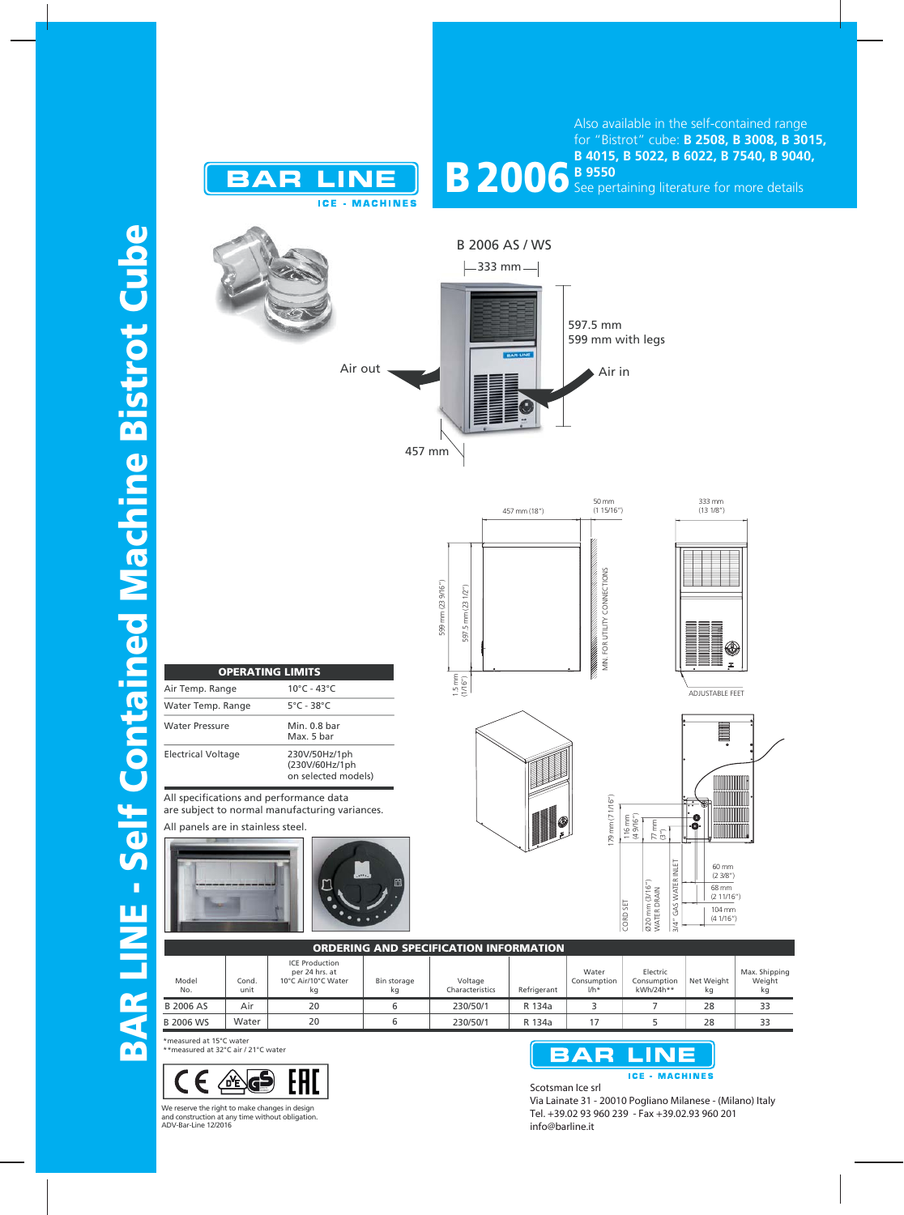# BAR LINE - Self Contained Machine Bistrot Cube

BAR LINE
ICE - MACHINES

# B 2006

Also available in the self-contained range for "Bistrot" cube: **B 2508, B 3008, B 3015, B 4015, B 5022, B 6022, B 7540, B 9040, B 9550**
See pertaining literature for more details

B 2006 AS / WS

333 mm

597.5 mm
599 mm with legs

Air out

Air in

457 mm

457 mm (18")

50 mm (1 15/16")

333 mm (13 1/8")

599 mm (23 9/16")

597.5 mm (23 1/2")

1.5 mm (1/16")

MIN. FOR UTILITY CONNECTIONS

ADJUSTABLE FEET

179 mm (7 1/16")

116 mm (4 9/16")

77 mm (3")

60 mm (2 3/8")

68 mm (2 11/16")

104 mm (4 1/16")

CORD SET

Ø20 mm (3/16") WATER DRAIN

3/4" GAS WATER INLET

| OPERATING LIMITS | |
|---|---|
| Air Temp. Range | 10°C - 43°C |
| Water Temp. Range | 5°C - 38°C |
| Water Pressure | Min. 0.8 bar<br>Max. 5 bar |
| Electrical Voltage | 230V/50Hz/1ph<br>(230V/60Hz/1ph<br>on selected models) |

All specifications and performance data are subject to normal manufacturing variances.

All panels are in stainless steel.

## ORDERING AND SPECIFICATION INFORMATION

| Model No. | Cond. unit | ICE Production per 24 hrs. at 10°C Air/10°C Water kg | Bin storage kg | Voltage Characteristics | Refrigerant | Water Consumption l/h* | Electric Consumption kWh/24h** | Net Weight kg | Max. Shipping Weight kg |
|---|---|---|---|---|---|---|---|---|---|
| B 2006 AS | Air | 20 | 6 | 230/50/1 | R 134a | 3 | 7 | 28 | 33 |
| B 2006 WS | Water | 20 | 6 | 230/50/1 | R 134a | 17 | 5 | 28 | 33 |

*measured at 15°C water
**measured at 32°C air / 21°C water

We reserve the right to make changes in design and construction at any time without obligation.
ADV-Bar-Line 12/2016

BAR LINE
ICE - MACHINES

Scotsman Ice srl
Via Lainate 31 - 20010 Pogliano Milanese - (Milano) Italy
Tel. +39.02 93 960 239 - Fax +39.02 93 960 201
info@barline.it